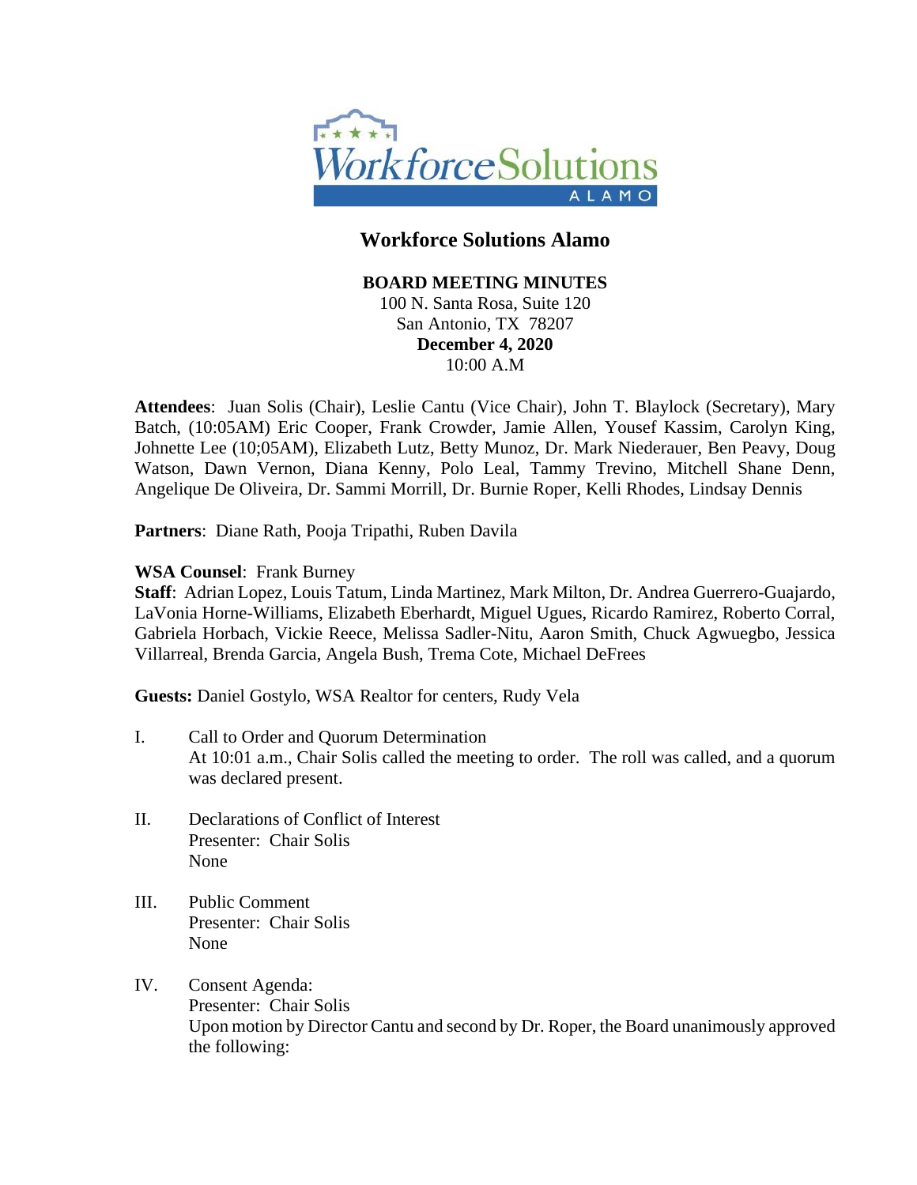# Workforce Solutions Alamo

**BOARD MEETING MINUTES**
100 N. Santa Rosa, Suite 120
San Antonio, TX 78207
**December 4, 2020**
10:00 A.M

**Attendees**: Juan Solis (Chair), Leslie Cantu (Vice Chair), John T. Blaylock (Secretary), Mary Batch, (10:05AM) Eric Cooper, Frank Crowder, Jamie Allen, Yousef Kassim, Carolyn King, Johnette Lee (10;05AM), Elizabeth Lutz, Betty Munoz, Dr. Mark Niederauer, Ben Peavy, Doug Watson, Dawn Vernon, Diana Kenny, Polo Leal, Tammy Trevino, Mitchell Shane Denn, Angelique De Oliveira, Dr. Sammi Morrill, Dr. Burnie Roper, Kelli Rhodes, Lindsay Dennis

**Partners**: Diane Rath, Pooja Tripathi, Ruben Davila

**WSA Counsel**: Frank Burney
**Staff**: Adrian Lopez, Louis Tatum, Linda Martinez, Mark Milton, Dr. Andrea Guerrero-Guajardo, LaVonia Horne-Williams, Elizabeth Eberhardt, Miguel Ugues, Ricardo Ramirez, Roberto Corral, Gabriela Horbach, Vickie Reece, Melissa Sadler-Nitu, Aaron Smith, Chuck Agwuegbo, Jessica Villarreal, Brenda Garcia, Angela Bush, Trema Cote, Michael DeFrees

**Guests:** Daniel Gostylo, WSA Realtor for centers, Rudy Vela

I. Call to Order and Quorum Determination
At 10:01 a.m., Chair Solis called the meeting to order. The roll was called, and a quorum was declared present.

II. Declarations of Conflict of Interest
Presenter: Chair Solis
None

III. Public Comment
Presenter: Chair Solis
None

IV. Consent Agenda:
Presenter: Chair Solis
Upon motion by Director Cantu and second by Dr. Roper, the Board unanimously approved the following: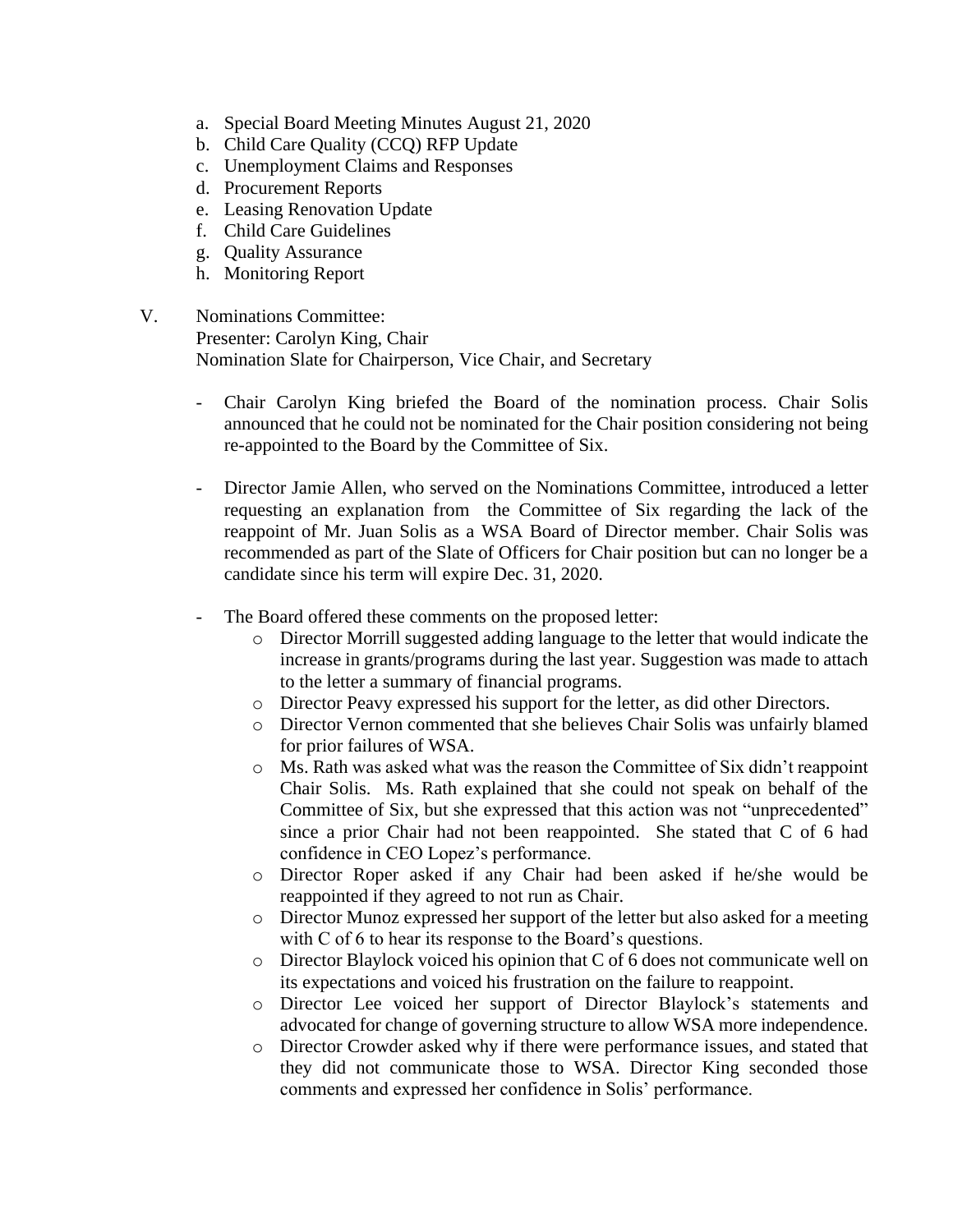a. Special Board Meeting Minutes August 21, 2020
b. Child Care Quality (CCQ) RFP Update
c. Unemployment Claims and Responses
d. Procurement Reports
e. Leasing Renovation Update
f. Child Care Guidelines
g. Quality Assurance
h. Monitoring Report

V. Nominations Committee:
Presenter: Carolyn King, Chair
Nomination Slate for Chairperson, Vice Chair, and Secretary

- Chair Carolyn King briefed the Board of the nomination process. Chair Solis announced that he could not be nominated for the Chair position considering not being re-appointed to the Board by the Committee of Six.

- Director Jamie Allen, who served on the Nominations Committee, introduced a letter requesting an explanation from the Committee of Six regarding the lack of the reappoint of Mr. Juan Solis as a WSA Board of Director member. Chair Solis was recommended as part of the Slate of Officers for Chair position but can no longer be a candidate since his term will expire Dec. 31, 2020.

- The Board offered these comments on the proposed letter:
  - Director Morrill suggested adding language to the letter that would indicate the increase in grants/programs during the last year. Suggestion was made to attach to the letter a summary of financial programs.
  - Director Peavy expressed his support for the letter, as did other Directors.
  - Director Vernon commented that she believes Chair Solis was unfairly blamed for prior failures of WSA.
  - Ms. Rath was asked what was the reason the Committee of Six didn't reappoint Chair Solis. Ms. Rath explained that she could not speak on behalf of the Committee of Six, but she expressed that this action was not "unprecedented" since a prior Chair had not been reappointed. She stated that C of 6 had confidence in CEO Lopez's performance.
  - Director Roper asked if any Chair had been asked if he/she would be reappointed if they agreed to not run as Chair.
  - Director Munoz expressed her support of the letter but also asked for a meeting with C of 6 to hear its response to the Board's questions.
  - Director Blaylock voiced his opinion that C of 6 does not communicate well on its expectations and voiced his frustration on the failure to reappoint.
  - Director Lee voiced her support of Director Blaylock's statements and advocated for change of governing structure to allow WSA more independence.
  - Director Crowder asked why if there were performance issues, and stated that they did not communicate those to WSA. Director King seconded those comments and expressed her confidence in Solis' performance.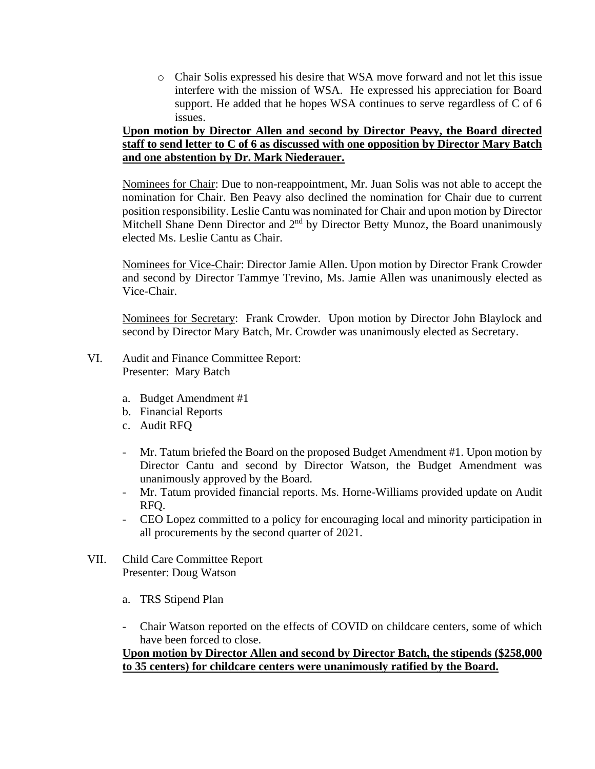- Chair Solis expressed his desire that WSA move forward and not let this issue interfere with the mission of WSA. He expressed his appreciation for Board support. He added that he hopes WSA continues to serve regardless of C of 6 issues.

**Upon motion by Director Allen and second by Director Peavy, the Board directed staff to send letter to C of 6 as discussed with one opposition by Director Mary Batch and one abstention by Dr. Mark Niederauer.**

Nominees for Chair: Due to non-reappointment, Mr. Juan Solis was not able to accept the nomination for Chair. Ben Peavy also declined the nomination for Chair due to current position responsibility. Leslie Cantu was nominated for Chair and upon motion by Director Mitchell Shane Denn Director and 2nd by Director Betty Munoz, the Board unanimously elected Ms. Leslie Cantu as Chair.

Nominees for Vice-Chair: Director Jamie Allen. Upon motion by Director Frank Crowder and second by Director Tammye Trevino, Ms. Jamie Allen was unanimously elected as Vice-Chair.

Nominees for Secretary: Frank Crowder. Upon motion by Director John Blaylock and second by Director Mary Batch, Mr. Crowder was unanimously elected as Secretary.

VI. Audit and Finance Committee Report:
Presenter: Mary Batch

a. Budget Amendment #1
b. Financial Reports
c. Audit RFQ

- Mr. Tatum briefed the Board on the proposed Budget Amendment #1. Upon motion by Director Cantu and second by Director Watson, the Budget Amendment was unanimously approved by the Board.
- Mr. Tatum provided financial reports. Ms. Horne-Williams provided update on Audit RFQ.
- CEO Lopez committed to a policy for encouraging local and minority participation in all procurements by the second quarter of 2021.

VII. Child Care Committee Report
Presenter: Doug Watson

a. TRS Stipend Plan

- Chair Watson reported on the effects of COVID on childcare centers, some of which have been forced to close.

**Upon motion by Director Allen and second by Director Batch, the stipends ($258,000 to 35 centers) for childcare centers were unanimously ratified by the Board.**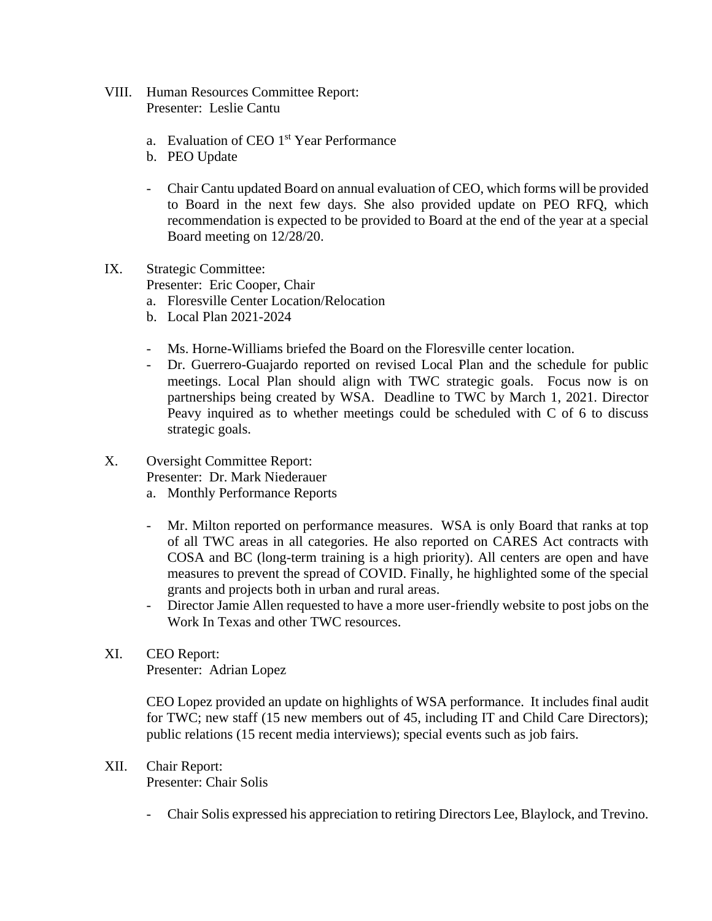VIII. Human Resources Committee Report:
Presenter: Leslie Cantu

a. Evaluation of CEO 1st Year Performance
b. PEO Update

- Chair Cantu updated Board on annual evaluation of CEO, which forms will be provided to Board in the next few days. She also provided update on PEO RFQ, which recommendation is expected to be provided to Board at the end of the year at a special Board meeting on 12/28/20.

IX. Strategic Committee:
Presenter: Eric Cooper, Chair

a. Floresville Center Location/Relocation
b. Local Plan 2021-2024

- Ms. Horne-Williams briefed the Board on the Floresville center location.
- Dr. Guerrero-Guajardo reported on revised Local Plan and the schedule for public meetings. Local Plan should align with TWC strategic goals. Focus now is on partnerships being created by WSA. Deadline to TWC by March 1, 2021. Director Peavy inquired as to whether meetings could be scheduled with C of 6 to discuss strategic goals.

X. Oversight Committee Report:
Presenter: Dr. Mark Niederauer

a. Monthly Performance Reports

- Mr. Milton reported on performance measures. WSA is only Board that ranks at top of all TWC areas in all categories. He also reported on CARES Act contracts with COSA and BC (long-term training is a high priority). All centers are open and have measures to prevent the spread of COVID. Finally, he highlighted some of the special grants and projects both in urban and rural areas.
- Director Jamie Allen requested to have a more user-friendly website to post jobs on the Work In Texas and other TWC resources.

XI. CEO Report:
Presenter: Adrian Lopez

CEO Lopez provided an update on highlights of WSA performance. It includes final audit for TWC; new staff (15 new members out of 45, including IT and Child Care Directors); public relations (15 recent media interviews); special events such as job fairs.

XII. Chair Report:
Presenter: Chair Solis

- Chair Solis expressed his appreciation to retiring Directors Lee, Blaylock, and Trevino.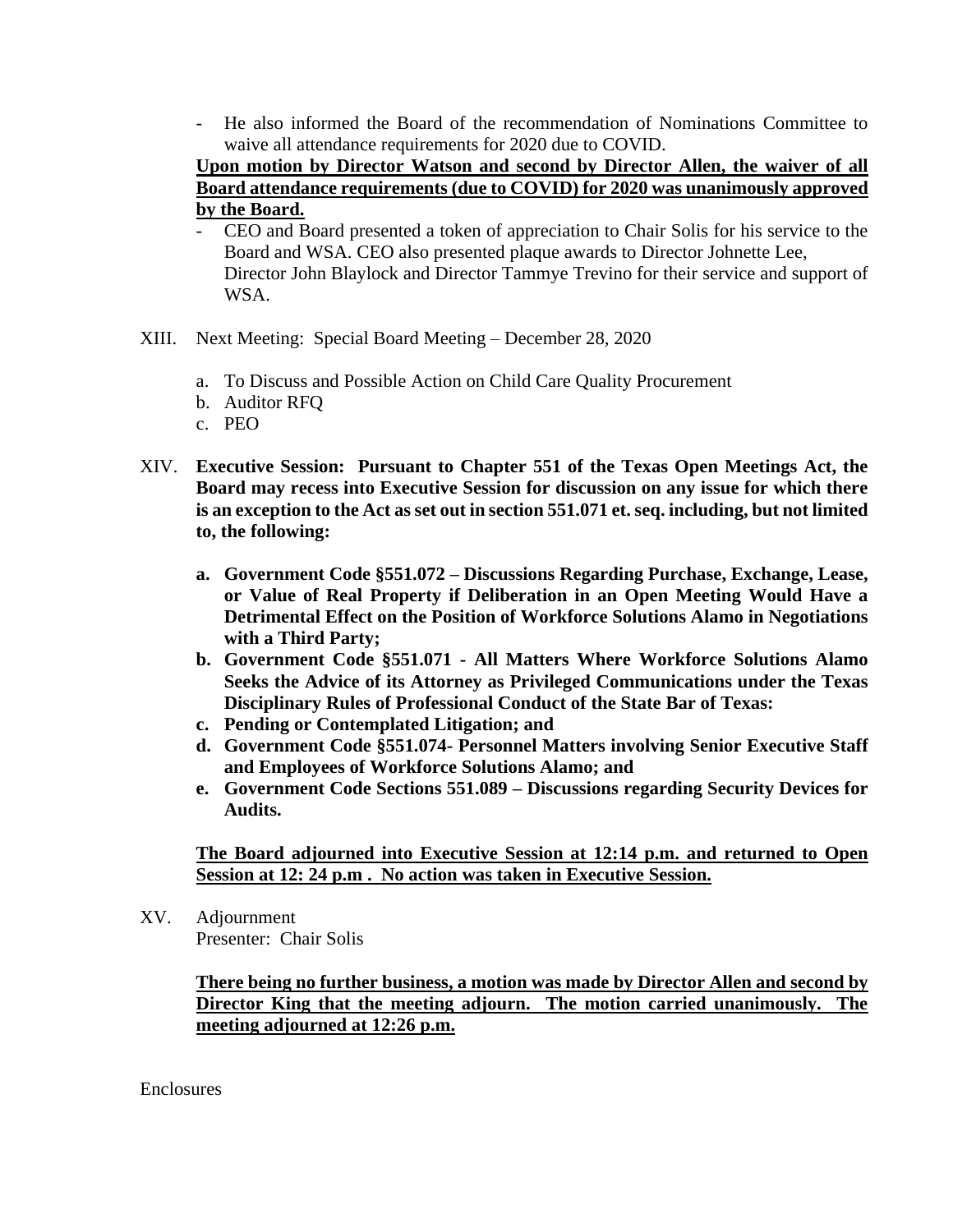- He also informed the Board of the recommendation of Nominations Committee to waive all attendance requirements for 2020 due to COVID.

**Upon motion by Director Watson and second by Director Allen, the waiver of all Board attendance requirements (due to COVID) for 2020 was unanimously approved by the Board.**

- CEO and Board presented a token of appreciation to Chair Solis for his service to the Board and WSA. CEO also presented plaque awards to Director Johnette Lee, Director John Blaylock and Director Tammye Trevino for their service and support of WSA.

XIII. Next Meeting: Special Board Meeting – December 28, 2020

a. To Discuss and Possible Action on Child Care Quality Procurement
b. Auditor RFQ
c. PEO

XIV. **Executive Session: Pursuant to Chapter 551 of the Texas Open Meetings Act, the Board may recess into Executive Session for discussion on any issue for which there is an exception to the Act as set out in section 551.071 et. seq. including, but not limited to, the following:**

**a. Government Code §551.072 – Discussions Regarding Purchase, Exchange, Lease, or Value of Real Property if Deliberation in an Open Meeting Would Have a Detrimental Effect on the Position of Workforce Solutions Alamo in Negotiations with a Third Party;**
**b. Government Code §551.071 - All Matters Where Workforce Solutions Alamo Seeks the Advice of its Attorney as Privileged Communications under the Texas Disciplinary Rules of Professional Conduct of the State Bar of Texas:**
**c. Pending or Contemplated Litigation; and**
**d. Government Code §551.074- Personnel Matters involving Senior Executive Staff and Employees of Workforce Solutions Alamo; and**
**e. Government Code Sections 551.089 – Discussions regarding Security Devices for Audits.**

**The Board adjourned into Executive Session at 12:14 p.m. and returned to Open Session at 12: 24 p.m . No action was taken in Executive Session.**

XV. Adjournment
Presenter: Chair Solis

**There being no further business, a motion was made by Director Allen and second by Director King that the meeting adjourn. The motion carried unanimously. The meeting adjourned at 12:26 p.m.**

Enclosures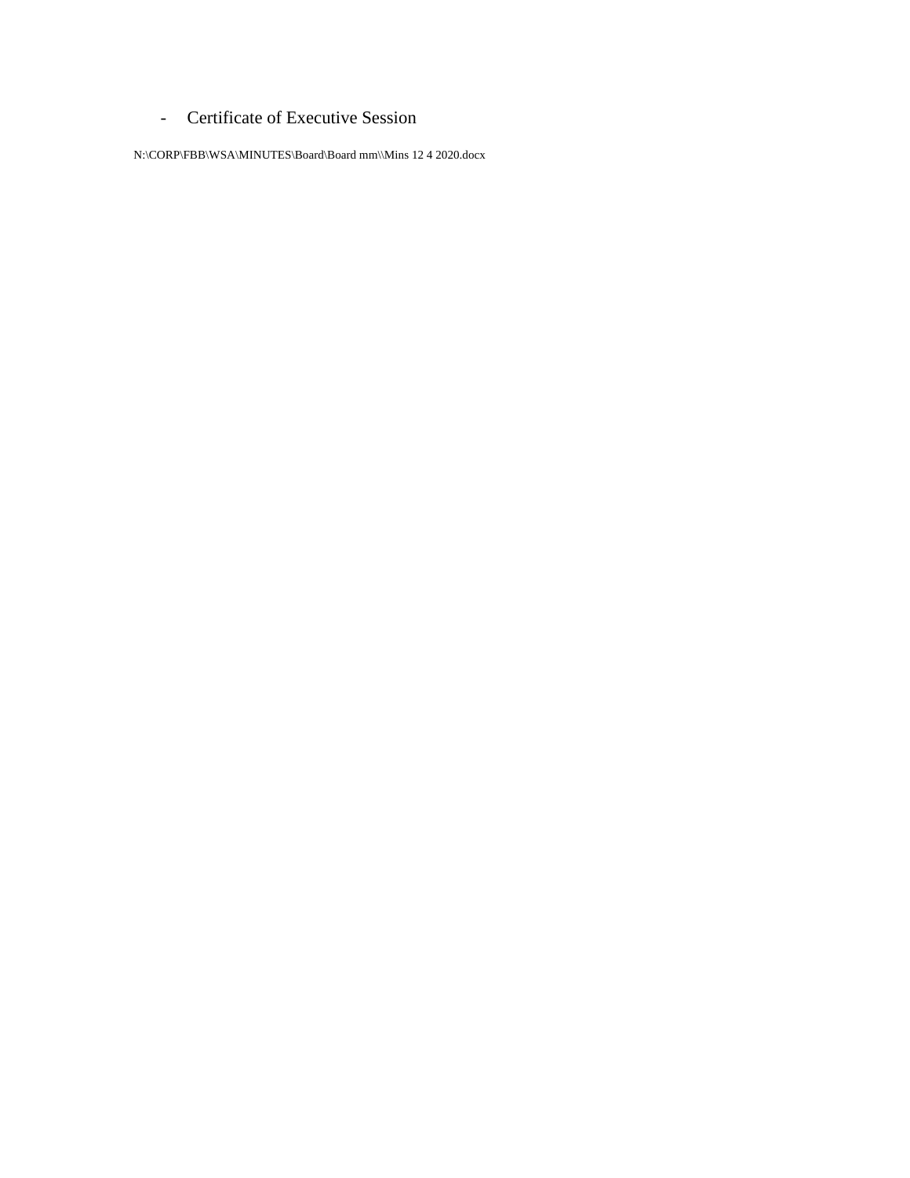- Certificate of Executive Session

N:\CORP\FBB\WSA\MINUTES\Board\Board mm\\Mins 12 4 2020.docx